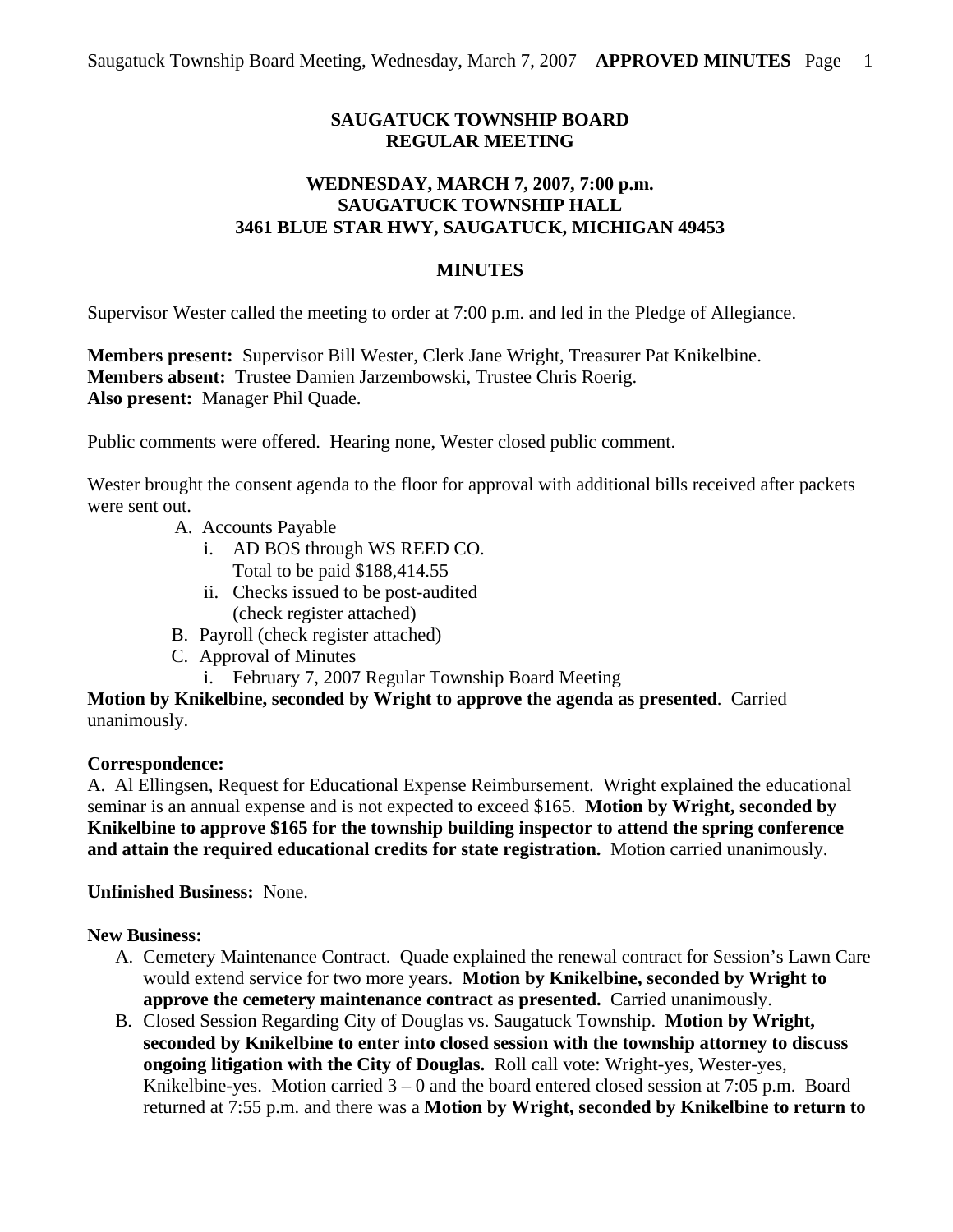**SAUGATUCK TOWNSHIP BOARD**
**REGULAR MEETING**

**WEDNESDAY, MARCH 7, 2007, 7:00 p.m.**
**SAUGATUCK TOWNSHIP HALL**
**3461 BLUE STAR HWY, SAUGATUCK, MICHIGAN 49453**

**MINUTES**

Supervisor Wester called the meeting to order at 7:00 p.m. and led in the Pledge of Allegiance.

**Members present:** Supervisor Bill Wester, Clerk Jane Wright, Treasurer Pat Knikelbine.
**Members absent:** Trustee Damien Jarzembowski, Trustee Chris Roerig.
**Also present:** Manager Phil Quade.

Public comments were offered. Hearing none, Wester closed public comment.

Wester brought the consent agenda to the floor for approval with additional bills received after packets were sent out.

A. Accounts Payable
   i. AD BOS through WS REED CO.
      Total to be paid $188,414.55
   ii. Checks issued to be post-audited
      (check register attached)
B. Payroll (check register attached)
C. Approval of Minutes
   i. February 7, 2007 Regular Township Board Meeting

**Motion by Knikelbine, seconded by Wright to approve the agenda as presented**. Carried unanimously.

**Correspondence:**
A. Al Ellingsen, Request for Educational Expense Reimbursement. Wright explained the educational seminar is an annual expense and is not expected to exceed $165. **Motion by Wright, seconded by Knikelbine to approve $165 for the township building inspector to attend the spring conference and attain the required educational credits for state registration.** Motion carried unanimously.

**Unfinished Business:** None.

**New Business:**

A. Cemetery Maintenance Contract. Quade explained the renewal contract for Session's Lawn Care would extend service for two more years. **Motion by Knikelbine, seconded by Wright to approve the cemetery maintenance contract as presented.** Carried unanimously.
B. Closed Session Regarding City of Douglas vs. Saugatuck Township. **Motion by Wright, seconded by Knikelbine to enter into closed session with the township attorney to discuss ongoing litigation with the City of Douglas.** Roll call vote: Wright-yes, Wester-yes, Knikelbine-yes. Motion carried 3 – 0 and the board entered closed session at 7:05 p.m. Board returned at 7:55 p.m. and there was a **Motion by Wright, seconded by Knikelbine to return to**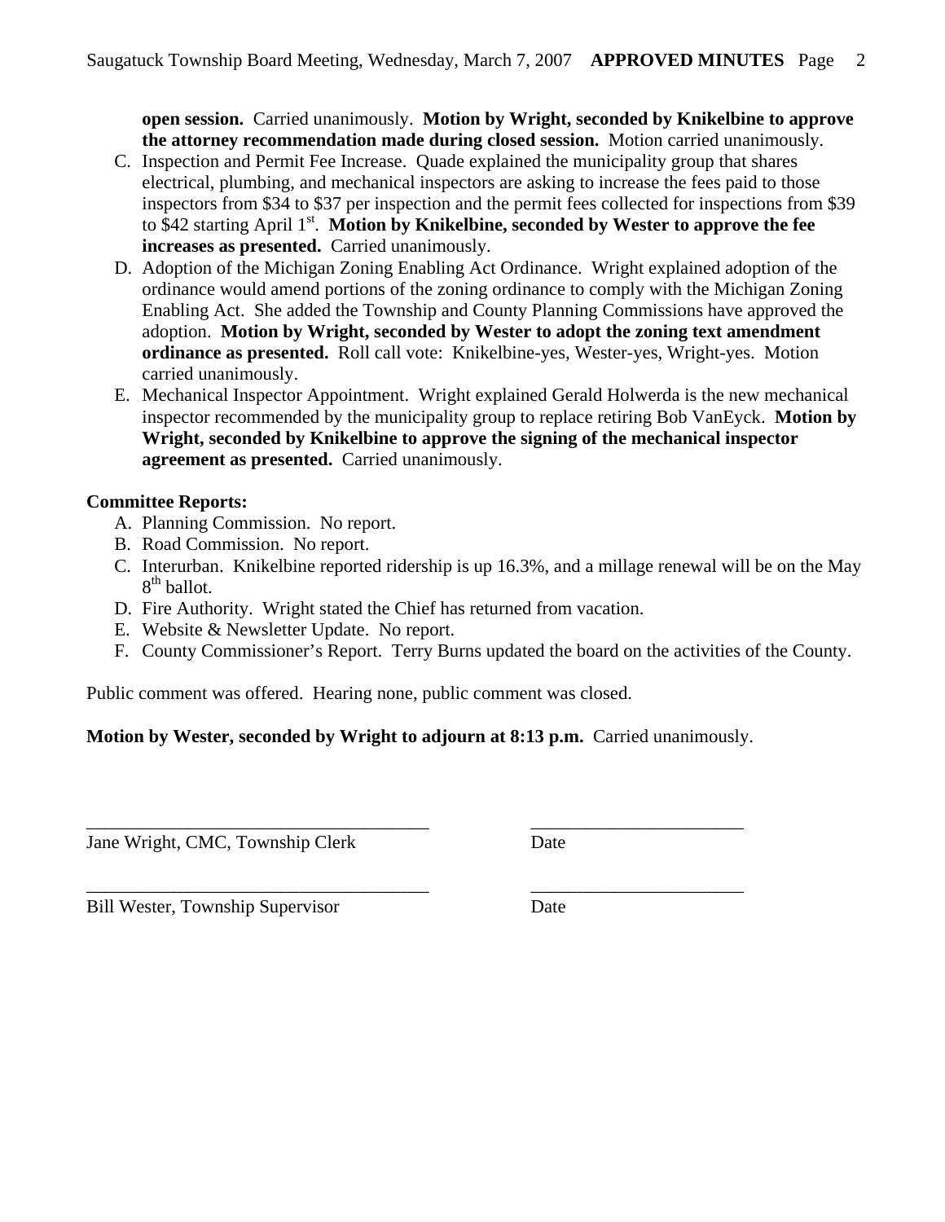**open session.** Carried unanimously. **Motion by Wright, seconded by Knikelbine to approve the attorney recommendation made during closed session.** Motion carried unanimously.

C. Inspection and Permit Fee Increase. Quade explained the municipality group that shares electrical, plumbing, and mechanical inspectors are asking to increase the fees paid to those inspectors from $34 to $37 per inspection and the permit fees collected for inspections from $39 to $42 starting April 1st. **Motion by Knikelbine, seconded by Wester to approve the fee increases as presented.** Carried unanimously.
D. Adoption of the Michigan Zoning Enabling Act Ordinance. Wright explained adoption of the ordinance would amend portions of the zoning ordinance to comply with the Michigan Zoning Enabling Act. She added the Township and County Planning Commissions have approved the adoption. **Motion by Wright, seconded by Wester to adopt the zoning text amendment ordinance as presented.** Roll call vote: Knikelbine-yes, Wester-yes, Wright-yes. Motion carried unanimously.
E. Mechanical Inspector Appointment. Wright explained Gerald Holwerda is the new mechanical inspector recommended by the municipality group to replace retiring Bob VanEyck. **Motion by Wright, seconded by Knikelbine to approve the signing of the mechanical inspector agreement as presented.** Carried unanimously.

**Committee Reports:**

A. Planning Commission. No report.
B. Road Commission. No report.
C. Interurban. Knikelbine reported ridership is up 16.3%, and a millage renewal will be on the May 8th ballot.
D. Fire Authority. Wright stated the Chief has returned from vacation.
E. Website & Newsletter Update. No report.
F. County Commissioner's Report. Terry Burns updated the board on the activities of the County.

Public comment was offered. Hearing none, public comment was closed.

**Motion by Wester, seconded by Wright to adjourn at 8:13 p.m.** Carried unanimously.

______________________________________ ______________________

Jane Wright, CMC, Township Clerk Date

______________________________________ ______________________

Bill Wester, Township Supervisor Date